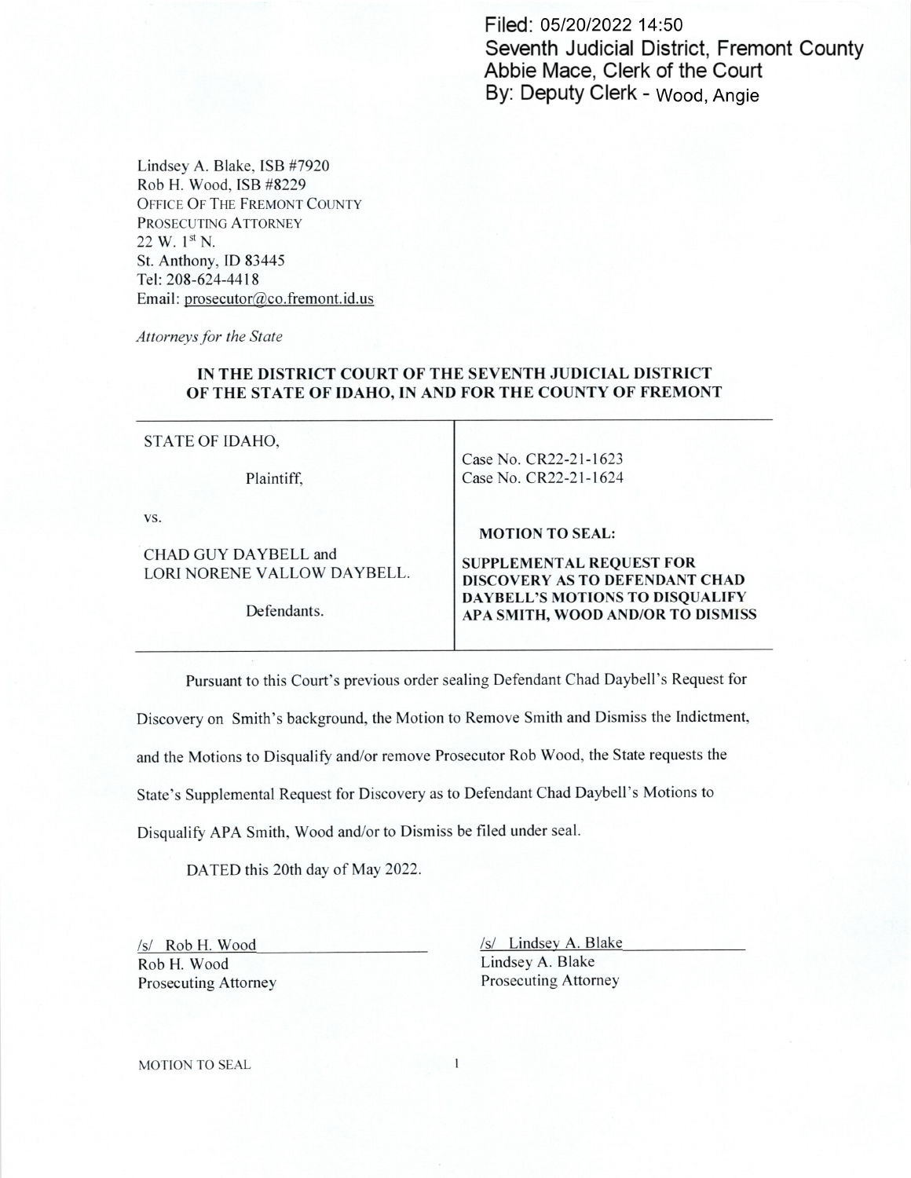Filed: 05/20/2022 14:50
Seventh Judicial District, Fremont County
Abbie Mace, Clerk of the Court
By: Deputy Clerk - Wood, Angie

Lindsey A. Blake, ISB #7920
Rob H. Wood, ISB #8229
OFFICE OF THE FREMONT COUNTY
PROSECUTING ATTORNEY
22 W. 1st N.
St. Anthony, ID 83445
Tel: 208-624-4418
Email: prosecutor@co.fremont.id.us

*Attorneys for the State*

**IN THE DISTRICT COURT OF THE SEVENTH JUDICIAL DISTRICT OF THE STATE OF IDAHO, IN AND FOR THE COUNTY OF FREMONT**

| | |
|---|---|
| STATE OF IDAHO,<br><br>Plaintiff,<br><br>vs.<br><br>CHAD GUY DAYBELL and<br>LORI NORENE VALLOW DAYBELL.<br><br>Defendants. | Case No. CR22-21-1623<br>Case No. CR22-21-1624<br><br>**MOTION TO SEAL:**<br><br>**SUPPLEMENTAL REQUEST FOR DISCOVERY AS TO DEFENDANT CHAD DAYBELL'S MOTIONS TO DISQUALIFY APA SMITH, WOOD AND/OR TO DISMISS** |

Pursuant to this Court's previous order sealing Defendant Chad Daybell's Request for Discovery on Smith's background, the Motion to Remove Smith and Dismiss the Indictment, and the Motions to Disqualify and/or remove Prosecutor Rob Wood, the State requests the State's Supplemental Request for Discovery as to Defendant Chad Daybell's Motions to Disqualify APA Smith, Wood and/or to Dismiss be filed under seal.

DATED this 20th day of May 2022.

/s/ Rob H. Wood
Rob H. Wood
Prosecuting Attorney

/s/ Lindsey A. Blake
Lindsey A. Blake
Prosecuting Attorney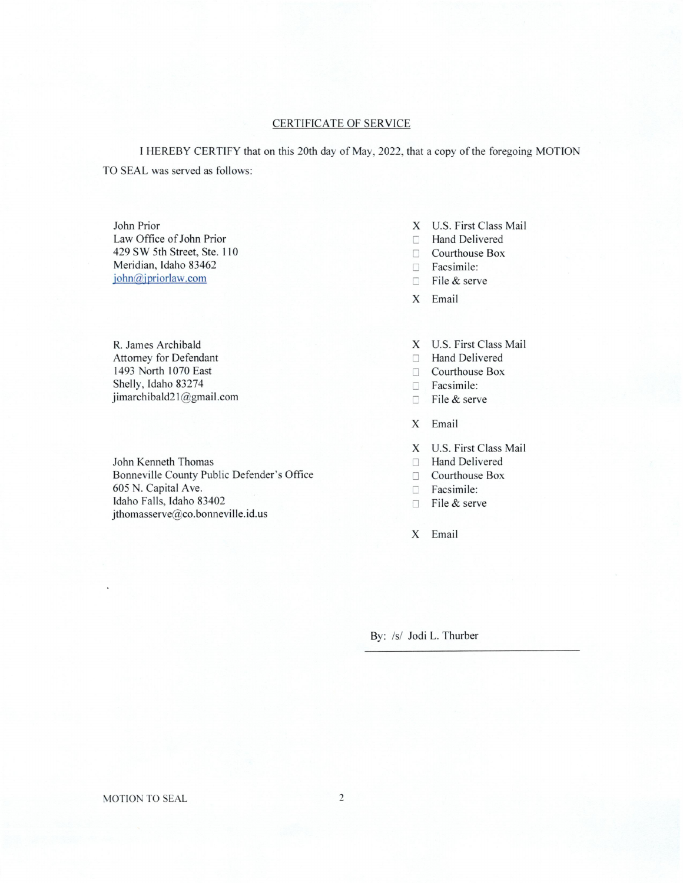## CERTIFICATE OF SERVICE

I HEREBY CERTIFY that on this 20th day of May, 2022, that a copy of the foregoing MOTION TO SEAL was served as follows:

| | |
|---|---|
| John Prior<br>Law Office of John Prior<br>429 SW 5th Street, Ste. 110<br>Meridian, Idaho 83462<br>john@jpriorlaw.com | X U.S. First Class Mail<br>☐ Hand Delivered<br>☐ Courthouse Box<br>☐ Facsimile:<br>☐ File & serve<br>X Email |
| R. James Archibald<br>Attorney for Defendant<br>1493 North 1070 East<br>Shelly, Idaho 83274<br>jimarchibald21@gmail.com | X U.S. First Class Mail<br>☐ Hand Delivered<br>☐ Courthouse Box<br>☐ Facsimile:<br>☐ File & serve<br>X Email |
| John Kenneth Thomas<br>Bonneville County Public Defender's Office<br>605 N. Capital Ave.<br>Idaho Falls, Idaho 83402<br>jthomasserve@co.bonneville.id.us | X U.S. First Class Mail<br>☐ Hand Delivered<br>☐ Courthouse Box<br>☐ Facsimile:<br>☐ File & serve<br>X Email |

By: /s/ Jodi L. Thurber